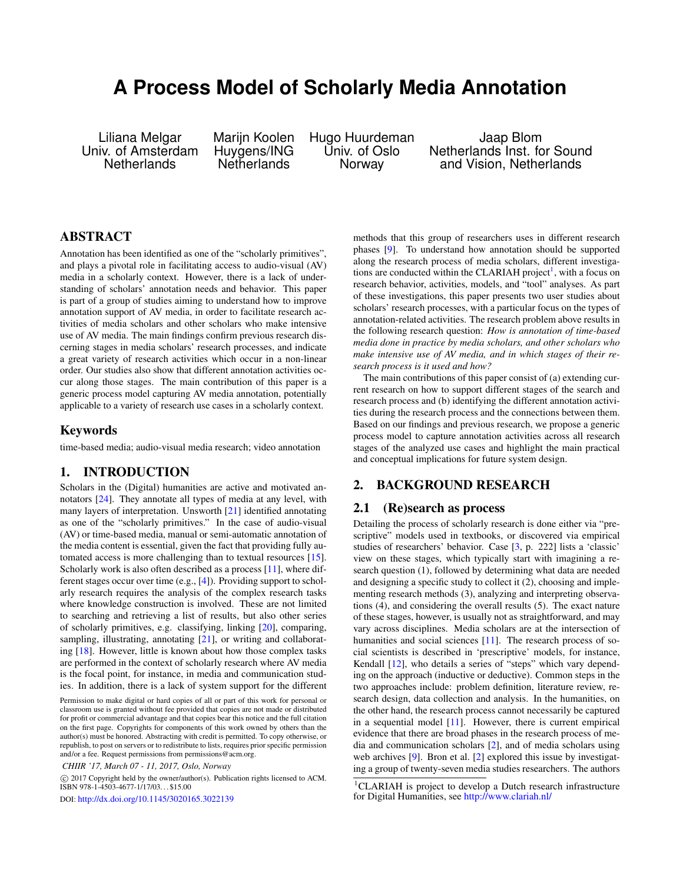# A Process Model of Scholarly Media Annotation

Liliana Melgar
Univ. of Amsterdam
Netherlands

Marijn Koolen
Huygens/ING
Netherlands

Hugo Huurdeman
Univ. of Oslo
Norway

Jaap Blom
Netherlands Inst. for Sound and Vision, Netherlands

## ABSTRACT

Annotation has been identified as one of the "scholarly primitives", and plays a pivotal role in facilitating access to audio-visual (AV) media in a scholarly context. However, there is a lack of understanding of scholars' annotation needs and behavior. This paper is part of a group of studies aiming to understand how to improve annotation support of AV media, in order to facilitate research activities of media scholars and other scholars who make intensive use of AV media. The main findings confirm previous research discerning stages in media scholars' research processes, and indicate a great variety of research activities which occur in a non-linear order. Our studies also show that different annotation activities occur along those stages. The main contribution of this paper is a generic process model capturing AV media annotation, potentially applicable to a variety of research use cases in a scholarly context.

### Keywords

time-based media; audio-visual media research; video annotation

## 1. INTRODUCTION

Scholars in the (Digital) humanities are active and motivated annotators [24]. They annotate all types of media at any level, with many layers of interpretation. Unsworth [21] identified annotating as one of the "scholarly primitives." In the case of audio-visual (AV) or time-based media, manual or semi-automatic annotation of the media content is essential, given the fact that providing fully automated access is more challenging than to textual resources [15]. Scholarly work is also often described as a process [11], where different stages occur over time (e.g., [4]). Providing support to scholarly research requires the analysis of the complex research tasks where knowledge construction is involved. These are not limited to searching and retrieving a list of results, but also other series of scholarly primitives, e.g. classifying, linking [20], comparing, sampling, illustrating, annotating [21], or writing and collaborating [18]. However, little is known about how those complex tasks are performed in the context of scholarly research where AV media is the focal point, for instance, in media and communication studies. In addition, there is a lack of system support for the different methods that this group of researchers uses in different research phases [9]. To understand how annotation should be supported along the research process of media scholars, different investigations are conducted within the CLARIAH project[1], with a focus on research behavior, activities, models, and "tool" analyses. As part of these investigations, this paper presents two user studies about scholars' research processes, with a particular focus on the types of annotation-related activities. The research problem above results in the following research question: *How is annotation of time-based media done in practice by media scholars, and other scholars who make intensive use of AV media, and in which stages of their research process is it used and how?*

The main contributions of this paper consist of (a) extending current research on how to support different stages of the search and research process and (b) identifying the different annotation activities during the research process and the connections between them. Based on our findings and previous research, we propose a generic process model to capture annotation activities across all research stages of the analyzed use cases and highlight the main practical and conceptual implications for future system design.

## 2. BACKGROUND RESEARCH

### 2.1 (Re)search as process

Detailing the process of scholarly research is done either via "prescriptive" models used in textbooks, or discovered via empirical studies of researchers' behavior. Case [3, p. 222] lists a 'classic' view on these stages, which typically start with imagining a research question (1), followed by determining what data are needed and designing a specific study to collect it (2), choosing and implementing research methods (3), analyzing and interpreting observations (4), and considering the overall results (5). The exact nature of these stages, however, is usually not as straightforward, and may vary across disciplines. Media scholars are at the intersection of humanities and social sciences [11]. The research process of social scientists is described in 'prescriptive' models, for instance, Kendall [12], who details a series of "steps" which vary depending on the approach (inductive or deductive). Common steps in the two approaches include: problem definition, literature review, research design, data collection and analysis. In the humanities, on the other hand, the research process cannot necessarily be captured in a sequential model [11]. However, there is current empirical evidence that there are broad phases in the research process of media and communication scholars [2], and of media scholars using web archives [9]. Bron et al. [2] explored this issue by investigating a group of twenty-seven media studies researchers. The authors

Permission to make digital or hard copies of all or part of this work for personal or classroom use is granted without fee provided that copies are not made or distributed for profit or commercial advantage and that copies bear this notice and the full citation on the first page. Copyrights for components of this work owned by others than the author(s) must be honored. Abstracting with credit is permitted. To copy otherwise, or republish, to post on servers or to redistribute to lists, requires prior specific permission and/or a fee. Request permissions from permissions@acm.org.

*CHIIR '17, March 07 - 11, 2017, Oslo, Norway*

© 2017 Copyright held by the owner/author(s). Publication rights licensed to ACM. ISBN 978-1-4503-4677-1/17/03…$15.00

DOI: http://dx.doi.org/10.1145/3020165.3022139

[1] CLARIAH is project to develop a Dutch research infrastructure for Digital Humanities, see http://www.clariah.nl/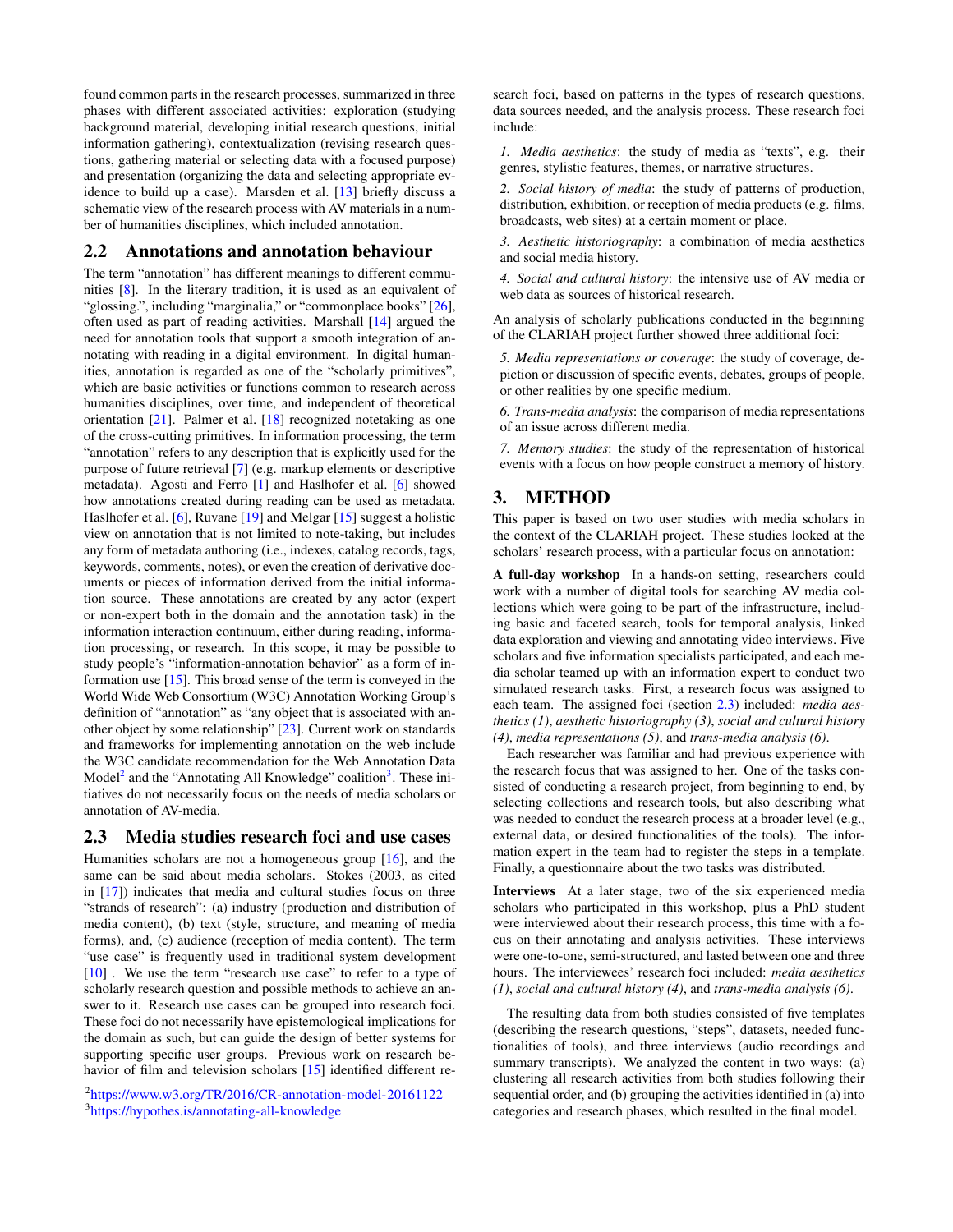found common parts in the research processes, summarized in three phases with different associated activities: exploration (studying background material, developing initial research questions, initial information gathering), contextualization (revising research questions, gathering material or selecting data with a focused purpose) and presentation (organizing the data and selecting appropriate evidence to build up a case). Marsden et al. [13] briefly discuss a schematic view of the research process with AV materials in a number of humanities disciplines, which included annotation.

## 2.2 Annotations and annotation behaviour

The term "annotation" has different meanings to different communities [8]. In the literary tradition, it is used as an equivalent of "glossing.", including "marginalia," or "commonplace books" [26], often used as part of reading activities. Marshall [14] argued the need for annotation tools that support a smooth integration of annotating with reading in a digital environment. In digital humanities, annotation is regarded as one of the "scholarly primitives", which are basic activities or functions common to research across humanities disciplines, over time, and independent of theoretical orientation [21]. Palmer et al. [18] recognized notetaking as one of the cross-cutting primitives. In information processing, the term "annotation" refers to any description that is explicitly used for the purpose of future retrieval [7] (e.g. markup elements or descriptive metadata). Agosti and Ferro [1] and Haslhofer et al. [6] showed how annotations created during reading can be used as metadata. Haslhofer et al. [6], Ruvane [19] and Melgar [15] suggest a holistic view on annotation that is not limited to note-taking, but includes any form of metadata authoring (i.e., indexes, catalog records, tags, keywords, comments, notes), or even the creation of derivative documents or pieces of information derived from the initial information source. These annotations are created by any actor (expert or non-expert both in the domain and the annotation task) in the information interaction continuum, either during reading, information processing, or research. In this scope, it may be possible to study people's "information-annotation behavior" as a form of information use [15]. This broad sense of the term is conveyed in the World Wide Web Consortium (W3C) Annotation Working Group's definition of "annotation" as "any object that is associated with another object by some relationship" [23]. Current work on standards and frameworks for implementing annotation on the web include the W3C candidate recommendation for the Web Annotation Data Model[2] and the "Annotating All Knowledge" coalition[3]. These initiatives do not necessarily focus on the needs of media scholars or annotation of AV-media.

## 2.3 Media studies research foci and use cases

Humanities scholars are not a homogeneous group [16], and the same can be said about media scholars. Stokes (2003, as cited in [17]) indicates that media and cultural studies focus on three "strands of research": (a) industry (production and distribution of media content), (b) text (style, structure, and meaning of media forms), and, (c) audience (reception of media content). The term "use case" is frequently used in traditional system development [10] . We use the term "research use case" to refer to a type of scholarly research question and possible methods to achieve an answer to it. Research use cases can be grouped into research foci. These foci do not necessarily have epistemological implications for the domain as such, but can guide the design of better systems for supporting specific user groups. Previous work on research behavior of film and television scholars [15] identified different research foci, based on patterns in the types of research questions, data sources needed, and the analysis process. These research foci include:

*1. Media aesthetics*: the study of media as "texts", e.g. their genres, stylistic features, themes, or narrative structures.

*2. Social history of media*: the study of patterns of production, distribution, exhibition, or reception of media products (e.g. films, broadcasts, web sites) at a certain moment or place.

*3. Aesthetic historiography*: a combination of media aesthetics and social media history.

*4. Social and cultural history*: the intensive use of AV media or web data as sources of historical research.

An analysis of scholarly publications conducted in the beginning of the CLARIAH project further showed three additional foci:

*5. Media representations or coverage*: the study of coverage, depiction or discussion of specific events, debates, groups of people, or other realities by one specific medium.

*6. Trans-media analysis*: the comparison of media representations of an issue across different media.

*7. Memory studies*: the study of the representation of historical events with a focus on how people construct a memory of history.

# 3. METHOD

This paper is based on two user studies with media scholars in the context of the CLARIAH project. These studies looked at the scholars' research process, with a particular focus on annotation:

**A full-day workshop** In a hands-on setting, researchers could work with a number of digital tools for searching AV media collections which were going to be part of the infrastructure, including basic and faceted search, tools for temporal analysis, linked data exploration and viewing and annotating video interviews. Five scholars and five information specialists participated, and each media scholar teamed up with an information expert to conduct two simulated research tasks. First, a research focus was assigned to each team. The assigned foci (section 2.3) included: *media aesthetics (1)*, *aesthetic historiography (3)*, *social and cultural history (4)*, *media representations (5)*, and *trans-media analysis (6)*.

Each researcher was familiar and had previous experience with the research focus that was assigned to her. One of the tasks consisted of conducting a research project, from beginning to end, by selecting collections and research tools, but also describing what was needed to conduct the research process at a broader level (e.g., external data, or desired functionalities of the tools). The information expert in the team had to register the steps in a template. Finally, a questionnaire about the two tasks was distributed.

**Interviews** At a later stage, two of the six experienced media scholars who participated in this workshop, plus a PhD student were interviewed about their research process, this time with a focus on their annotating and analysis activities. These interviews were one-to-one, semi-structured, and lasted between one and three hours. The interviewees' research foci included: *media aesthetics (1)*, *social and cultural history (4)*, and *trans-media analysis (6)*.

The resulting data from both studies consisted of five templates (describing the research questions, "steps", datasets, needed functionalities of tools), and three interviews (audio recordings and summary transcripts). We analyzed the content in two ways: (a) clustering all research activities from both studies following their sequential order, and (b) grouping the activities identified in (a) into categories and research phases, which resulted in the final model.

[2] https://www.w3.org/TR/2016/CR-annotation-model-20161122

[3] https://hypothes.is/annotating-all-knowledge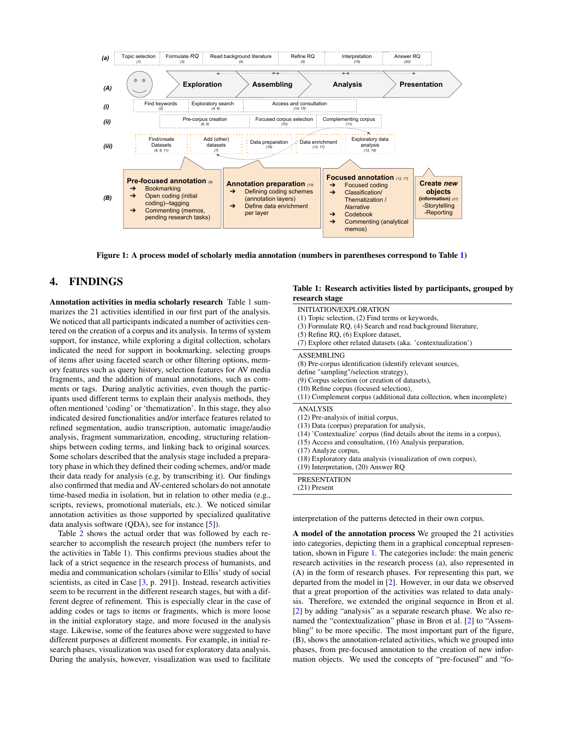Figure 1: A process model of scholarly media annotation (numbers in parentheses correspond to Table 1)

## 4. FINDINGS

**Annotation activities in media scholarly research** Table 1 summarizes the 21 activities identified in our first part of the analysis. We noticed that all participants indicated a number of activities centered on the creation of a corpus and its analysis. In terms of system support, for instance, while exploring a digital collection, scholars indicated the need for support in bookmarking, selecting groups of items after using faceted search or other filtering options, memory features such as query history, selection features for AV media fragments, and the addition of manual annotations, such as comments or tags. During analytic activities, even though the participants used different terms to explain their analysis methods, they often mentioned 'coding' or 'thematization'. In this stage, they also indicated desired functionalities and/or interface features related to refined segmentation, audio transcription, automatic image/audio analysis, fragment summarization, encoding, structuring relationships between coding terms, and linking back to original sources. Some scholars described that the analysis stage included a preparatory phase in which they defined their coding schemes, and/or made their data ready for analysis (e.g, by transcribing it). Our findings also confirmed that media and AV-centered scholars do not annotate time-based media in isolation, but in relation to other media (e.g., scripts, reviews, promotional materials, etc.). We noticed similar annotation activities as those supported by specialized qualitative data analysis software (QDA), see for instance [5]).

Table 2 shows the actual order that was followed by each researcher to accomplish the research project (the numbers refer to the activities in Table 1). This confirms previous studies about the lack of a strict sequence in the research process of humanists, and media and communication scholars (similar to Ellis' study of social scientists, as cited in Case [3, p. 291]). Instead, research activities seem to be recurrent in the different research stages, but with a different degree of refinement. This is especially clear in the case of adding codes or tags to items or fragments, which is more loose in the initial exploratory stage, and more focused in the analysis stage. Likewise, some of the features above were suggested to have different purposes at different moments. For example, in initial research phases, visualization was used for exploratory data analysis. During the analysis, however, visualization was used to facilitate interpretation of the patterns detected in their own corpus.

**Table 1: Research activities listed by participants, grouped by research stage**

| |
|---|
| INITIATION/EXPLORATION |
| (1) Topic selection, (2) Find terms or keywords,<br>(3) Formulate RQ, (4) Search and read background literature,<br>(5) Refine RQ, (6) Explore dataset,<br>(7) Explore other related datasets (aka. 'contextualization') |
| ASSEMBLING |
| (8) Pre-corpus identification (identify relevant sources,<br>define "sampling"/selection strategy),<br>(9) Corpus selection (or creation of datasets),<br>(10) Refine corpus (focused selection),<br>(11) Complement corpus (additional data collection, when incomplete) |
| ANALYSIS |
| (12) Pre-analysis of initial corpus,<br>(13) Data (corpus) preparation for analysis,<br>(14) 'Contextualize' corpus (find details about the items in a corpus),<br>(15) Access and consultation, (16) Analysis preparation,<br>(17) Analyze corpus,<br>(18) Exploratory data analysis (visualization of own corpus),<br>(19) Interpretation, (20) Answer RQ |
| PRESENTATION |
| (21) Present |

**A model of the annotation process** We grouped the 21 activities into categories, depicting them in a graphical conceptual representation, shown in Figure 1. The categories include: the main generic research activities in the research process (a), also represented in (A) in the form of research phases. For representing this part, we departed from the model in [2]. However, in our data we observed that a great proportion of the activities was related to data analysis. Therefore, we extended the original sequence in Bron et al. [2] by adding "analysis" as a separate research phase. We also renamed the "contextualization" phase in Bron et al. [2] to "Assembling" to be more specific. The most important part of the figure, (B), shows the annotation-related activities, which we grouped into phases, from pre-focused annotation to the creation of new information objects. We used the concepts of "pre-focused" and "fo-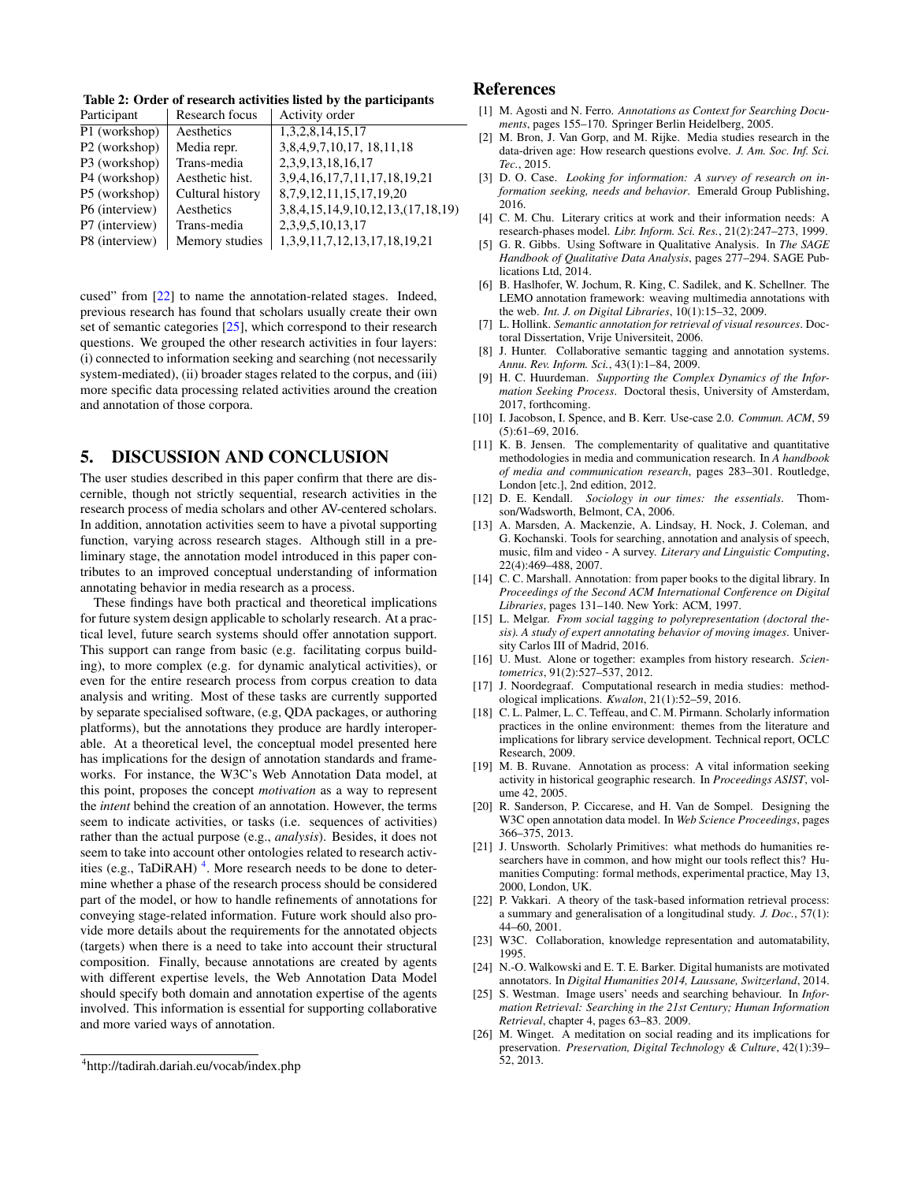**Table 2: Order of research activities listed by the participants**

| Participant | Research focus | Activity order |
|---|---|---|
| P1 (workshop) | Aesthetics | 1,3,2,8,14,15,17 |
| P2 (workshop) | Media repr. | 3,8,4,9,7,10,17, 18,11,18 |
| P3 (workshop) | Trans-media | 2,3,9,13,18,16,17 |
| P4 (workshop) | Aesthetic hist. | 3,9,4,16,17,7,11,17,18,19,21 |
| P5 (workshop) | Cultural history | 8,7,9,12,11,15,17,19,20 |
| P6 (interview) | Aesthetics | 3,8,4,15,14,9,10,12,13,(17,18,19) |
| P7 (interview) | Trans-media | 2,3,9,5,10,13,17 |
| P8 (interview) | Memory studies | 1,3,9,11,7,12,13,17,18,19,21 |

cused" from [22] to name the annotation-related stages. Indeed, previous research has found that scholars usually create their own set of semantic categories [25], which correspond to their research questions. We grouped the other research activities in four layers: (i) connected to information seeking and searching (not necessarily system-mediated), (ii) broader stages related to the corpus, and (iii) more specific data processing related activities around the creation and annotation of those corpora.

## 5. DISCUSSION AND CONCLUSION

The user studies described in this paper confirm that there are discernible, though not strictly sequential, research activities in the research process of media scholars and other AV-centered scholars. In addition, annotation activities seem to have a pivotal supporting function, varying across research stages. Although still in a preliminary stage, the annotation model introduced in this paper contributes to an improved conceptual understanding of information annotating behavior in media research as a process.

These findings have both practical and theoretical implications for future system design applicable to scholarly research. At a practical level, future search systems should offer annotation support. This support can range from basic (e.g. facilitating corpus building), to more complex (e.g. for dynamic analytical activities), or even for the entire research process from corpus creation to data analysis and writing. Most of these tasks are currently supported by separate specialised software, (e.g, QDA packages, or authoring platforms), but the annotations they produce are hardly interoperable. At a theoretical level, the conceptual model presented here has implications for the design of annotation standards and frameworks. For instance, the W3C's Web Annotation Data model, at this point, proposes the concept *motivation* as a way to represent the *intent* behind the creation of an annotation. However, the terms seem to indicate activities, or tasks (i.e. sequences of activities) rather than the actual purpose (e.g., *analysis*). Besides, it does not seem to take into account other ontologies related to research activities (e.g., TaDiRAH) [4]. More research needs to be done to determine whether a phase of the research process should be considered part of the model, or how to handle refinements of annotations for conveying stage-related information. Future work should also provide more details about the requirements for the annotated objects (targets) when there is a need to take into account their structural composition. Finally, because annotations are created by agents with different expertise levels, the Web Annotation Data Model should specify both domain and annotation expertise of the agents involved. This information is essential for supporting collaborative and more varied ways of annotation.

[4]http://tadirah.dariah.eu/vocab/index.php

## References

[1] M. Agosti and N. Ferro. *Annotations as Context for Searching Documents*, pages 155–170. Springer Berlin Heidelberg, 2005.

[2] M. Bron, J. Van Gorp, and M. Rijke. Media studies research in the data-driven age: How research questions evolve. *J. Am. Soc. Inf. Sci. Tec.*, 2015.

[3] D. O. Case. *Looking for information: A survey of research on information seeking, needs and behavior*. Emerald Group Publishing, 2016.

[4] C. M. Chu. Literary critics at work and their information needs: A research-phases model. *Libr. Inform. Sci. Res.*, 21(2):247–273, 1999.

[5] G. R. Gibbs. Using Software in Qualitative Analysis. In *The SAGE Handbook of Qualitative Data Analysis*, pages 277–294. SAGE Publications Ltd, 2014.

[6] B. Haslhofer, W. Jochum, R. King, C. Sadilek, and K. Schellner. The LEMO annotation framework: weaving multimedia annotations with the web. *Int. J. on Digital Libraries*, 10(1):15–32, 2009.

[7] L. Hollink. *Semantic annotation for retrieval of visual resources*. Doctoral Dissertation, Vrije Universiteit, 2006.

[8] J. Hunter. Collaborative semantic tagging and annotation systems. *Annu. Rev. Inform. Sci.*, 43(1):1–84, 2009.

[9] H. C. Huurdeman. *Supporting the Complex Dynamics of the Information Seeking Process*. Doctoral thesis, University of Amsterdam, 2017, forthcoming.

[10] I. Jacobson, I. Spence, and B. Kerr. Use-case 2.0. *Commun. ACM*, 59 (5):61–69, 2016.

[11] K. B. Jensen. The complementarity of qualitative and quantitative methodologies in media and communication research. In *A handbook of media and communication research*, pages 283–301. Routledge, London [etc.], 2nd edition, 2012.

[12] D. E. Kendall. *Sociology in our times: the essentials*. Thomson/Wadsworth, Belmont, CA, 2006.

[13] A. Marsden, A. Mackenzie, A. Lindsay, H. Nock, J. Coleman, and G. Kochanski. Tools for searching, annotation and analysis of speech, music, film and video - A survey. *Literary and Linguistic Computing*, 22(4):469–488, 2007.

[14] C. C. Marshall. Annotation: from paper books to the digital library. In *Proceedings of the Second ACM International Conference on Digital Libraries*, pages 131–140. New York: ACM, 1997.

[15] L. Melgar. *From social tagging to polyrepresentation (doctoral thesis). A study of expert annotating behavior of moving images*. University Carlos III of Madrid, 2016.

[16] U. Must. Alone or together: examples from history research. *Scientometrics*, 91(2):527–537, 2012.

[17] J. Noordegraaf. Computational research in media studies: methodological implications. *Kwalon*, 21(1):52–59, 2016.

[18] C. L. Palmer, L. C. Teffeau, and C. M. Pirmann. Scholarly information practices in the online environment: themes from the literature and implications for library service development. Technical report, OCLC Research, 2009.

[19] M. B. Ruvane. Annotation as process: A vital information seeking activity in historical geographic research. In *Proceedings ASIST*, volume 42, 2005.

[20] R. Sanderson, P. Ciccarese, and H. Van de Sompel. Designing the W3C open annotation data model. In *Web Science Proceedings*, pages 366–375, 2013.

[21] J. Unsworth. Scholarly Primitives: what methods do humanities researchers have in common, and how might our tools reflect this? Humanities Computing: formal methods, experimental practice, May 13, 2000, London, UK.

[22] P. Vakkari. A theory of the task-based information retrieval process: a summary and generalisation of a longitudinal study. *J. Doc.*, 57(1): 44–60, 2001.

[23] W3C. Collaboration, knowledge representation and automatability, 1995.

[24] N.-O. Walkowski and E. T. E. Barker. Digital humanists are motivated annotators. In *Digital Humanities 2014, Laussane, Switzerland*, 2014.

[25] S. Westman. Image users' needs and searching behaviour. In *Information Retrieval: Searching in the 21st Century; Human Information Retrieval*, chapter 4, pages 63–83. 2009.

[26] M. Winget. A meditation on social reading and its implications for preservation. *Preservation, Digital Technology & Culture*, 42(1):39–52, 2013.